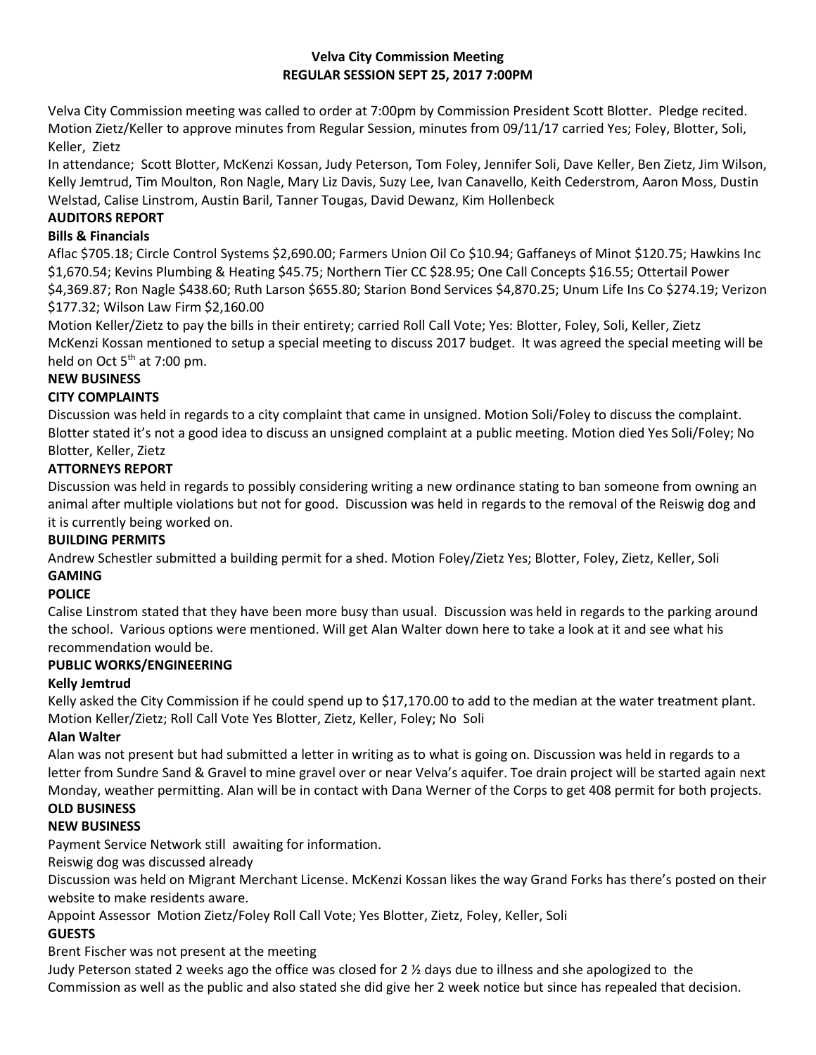# Velva City Commission Meeting
## REGULAR SESSION SEPT 25, 2017 7:00PM

Velva City Commission meeting was called to order at 7:00pm by Commission President Scott Blotter. Pledge recited. Motion Zietz/Keller to approve minutes from Regular Session, minutes from 09/11/17 carried Yes; Foley, Blotter, Soli, Keller, Zietz

In attendance; Scott Blotter, McKenzi Kossan, Judy Peterson, Tom Foley, Jennifer Soli, Dave Keller, Ben Zietz, Jim Wilson, Kelly Jemtrud, Tim Moulton, Ron Nagle, Mary Liz Davis, Suzy Lee, Ivan Canavello, Keith Cederstrom, Aaron Moss, Dustin Welstad, Calise Linstrom, Austin Baril, Tanner Tougas, David Dewanz, Kim Hollenbeck

### AUDITORS REPORT

#### Bills & Financials

Aflac $705.18; Circle Control Systems $2,690.00; Farmers Union Oil Co $10.94; Gaffaneys of Minot $120.75; Hawkins Inc $1,670.54; Kevins Plumbing & Heating $45.75; Northern Tier CC $28.95; One Call Concepts $16.55; Ottertail Power $4,369.87; Ron Nagle $438.60; Ruth Larson $655.80; Starion Bond Services $4,870.25; Unum Life Ins Co $274.19; Verizon $177.32; Wilson Law Firm $2,160.00

Motion Keller/Zietz to pay the bills in their entirety; carried Roll Call Vote; Yes: Blotter, Foley, Soli, Keller, Zietz

McKenzi Kossan mentioned to setup a special meeting to discuss 2017 budget. It was agreed the special meeting will be held on Oct 5th at 7:00 pm.

### NEW BUSINESS

### CITY COMPLAINTS

Discussion was held in regards to a city complaint that came in unsigned. Motion Soli/Foley to discuss the complaint. Blotter stated it's not a good idea to discuss an unsigned complaint at a public meeting. Motion died Yes Soli/Foley; No Blotter, Keller, Zietz

### ATTORNEYS REPORT

Discussion was held in regards to possibly considering writing a new ordinance stating to ban someone from owning an animal after multiple violations but not for good. Discussion was held in regards to the removal of the Reiswig dog and it is currently being worked on.

### BUILDING PERMITS

Andrew Schestler submitted a building permit for a shed. Motion Foley/Zietz Yes; Blotter, Foley, Zietz, Keller, Soli

### GAMING

### POLICE

Calise Linstrom stated that they have been more busy than usual. Discussion was held in regards to the parking around the school. Various options were mentioned. Will get Alan Walter down here to take a look at it and see what his recommendation would be.

### PUBLIC WORKS/ENGINEERING

#### Kelly Jemtrud

Kelly asked the City Commission if he could spend up to $17,170.00 to add to the median at the water treatment plant. Motion Keller/Zietz; Roll Call Vote Yes Blotter, Zietz, Keller, Foley; No Soli

#### Alan Walter

Alan was not present but had submitted a letter in writing as to what is going on. Discussion was held in regards to a letter from Sundre Sand & Gravel to mine gravel over or near Velva's aquifer. Toe drain project will be started again next Monday, weather permitting. Alan will be in contact with Dana Werner of the Corps to get 408 permit for both projects.

### OLD BUSINESS

### NEW BUSINESS

Payment Service Network still awaiting for information.

Reiswig dog was discussed already

Discussion was held on Migrant Merchant License. McKenzi Kossan likes the way Grand Forks has there's posted on their website to make residents aware.

Appoint Assessor Motion Zietz/Foley Roll Call Vote; Yes Blotter, Zietz, Foley, Keller, Soli

### GUESTS

Brent Fischer was not present at the meeting

Judy Peterson stated 2 weeks ago the office was closed for 2 ½ days due to illness and she apologized to the Commission as well as the public and also stated she did give her 2 week notice but since has repealed that decision.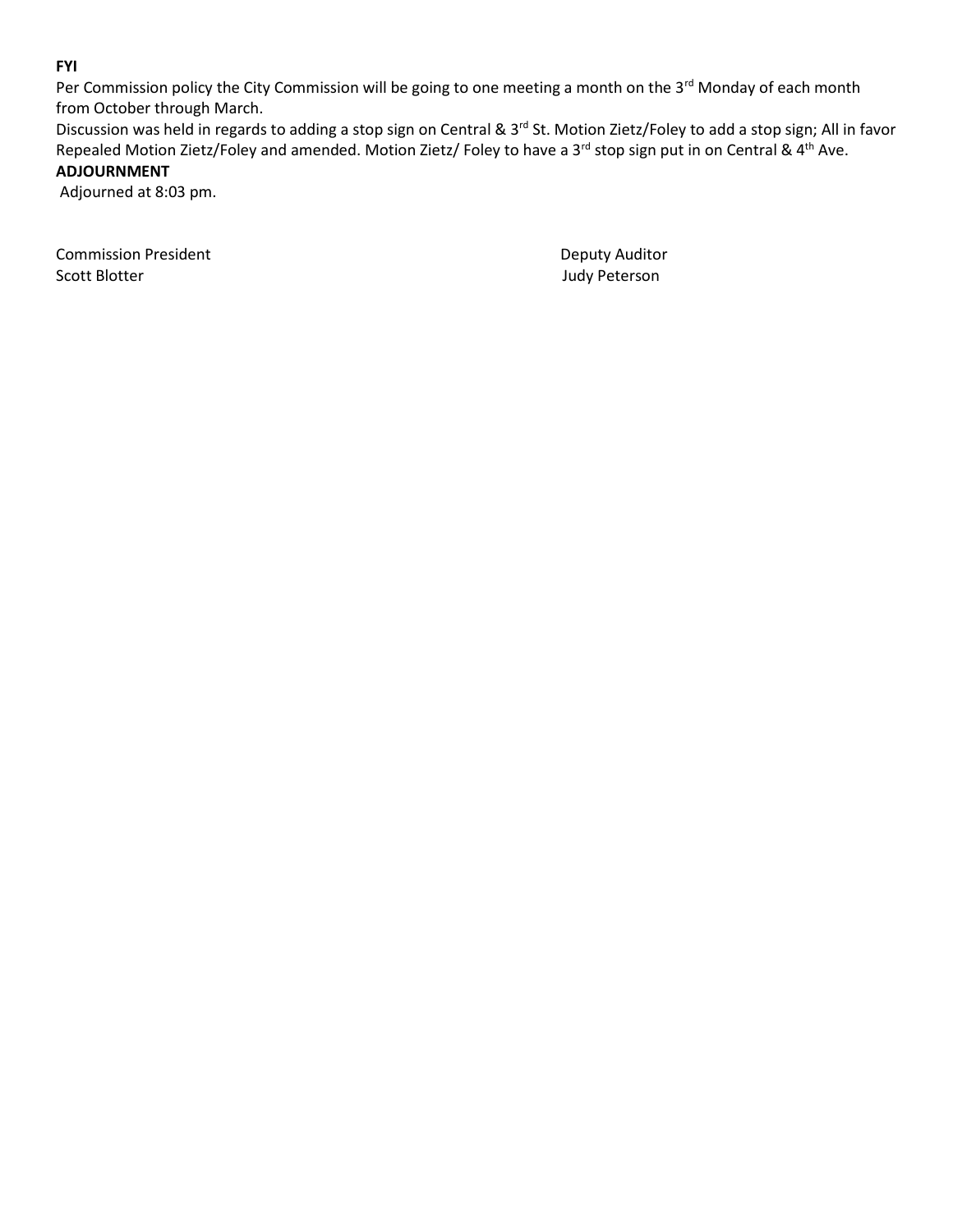**FYI**

Per Commission policy the City Commission will be going to one meeting a month on the 3rd Monday of each month from October through March.

Discussion was held in regards to adding a stop sign on Central & 3rd St. Motion Zietz/Foley to add a stop sign; All in favor Repealed Motion Zietz/Foley and amended. Motion Zietz/ Foley to have a 3rd stop sign put in on Central & 4th Ave.

**ADJOURNMENT**

Adjourned at 8:03 pm.

Commission President
Scott Blotter

Deputy Auditor
Judy Peterson